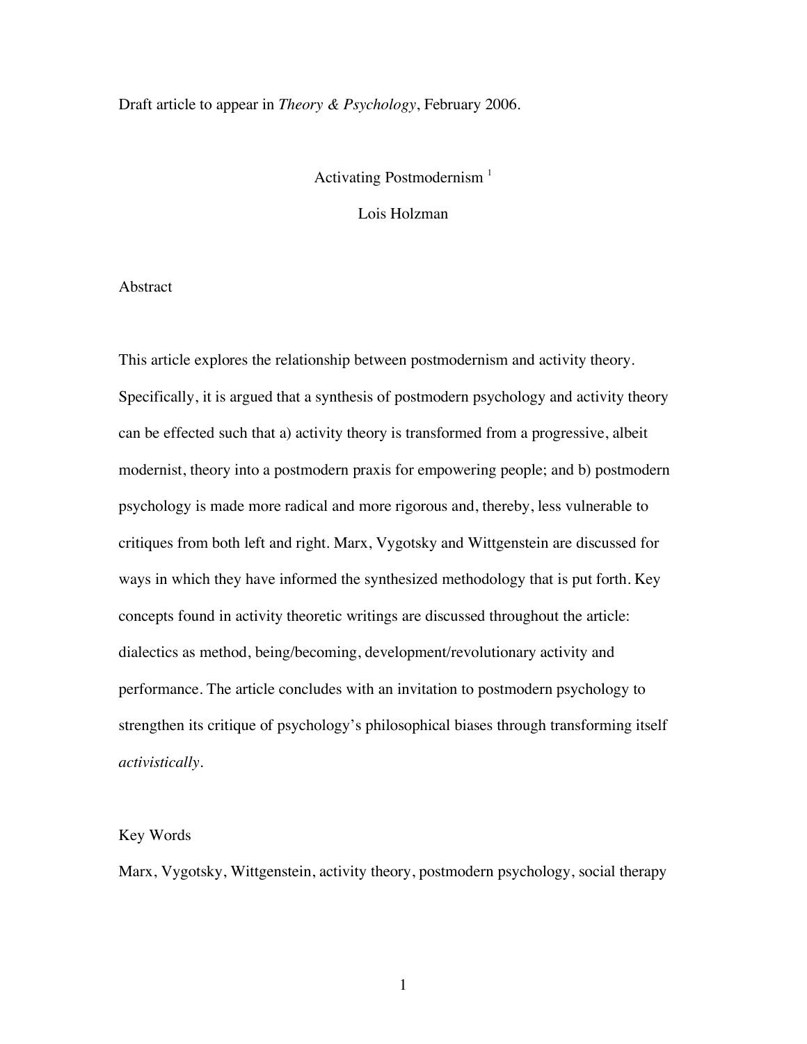Draft article to appear in *Theory & Psychology*, February 2006.

# Activating Postmodernism [1]

Lois Holzman

## Abstract

This article explores the relationship between postmodernism and activity theory. Specifically, it is argued that a synthesis of postmodern psychology and activity theory can be effected such that a) activity theory is transformed from a progressive, albeit modernist, theory into a postmodern praxis for empowering people; and b) postmodern psychology is made more radical and more rigorous and, thereby, less vulnerable to critiques from both left and right. Marx, Vygotsky and Wittgenstein are discussed for ways in which they have informed the synthesized methodology that is put forth. Key concepts found in activity theoretic writings are discussed throughout the article: dialectics as method, being/becoming, development/revolutionary activity and performance. The article concludes with an invitation to postmodern psychology to strengthen its critique of psychology's philosophical biases through transforming itself *activistically*.

## Key Words

Marx, Vygotsky, Wittgenstein, activity theory, postmodern psychology, social therapy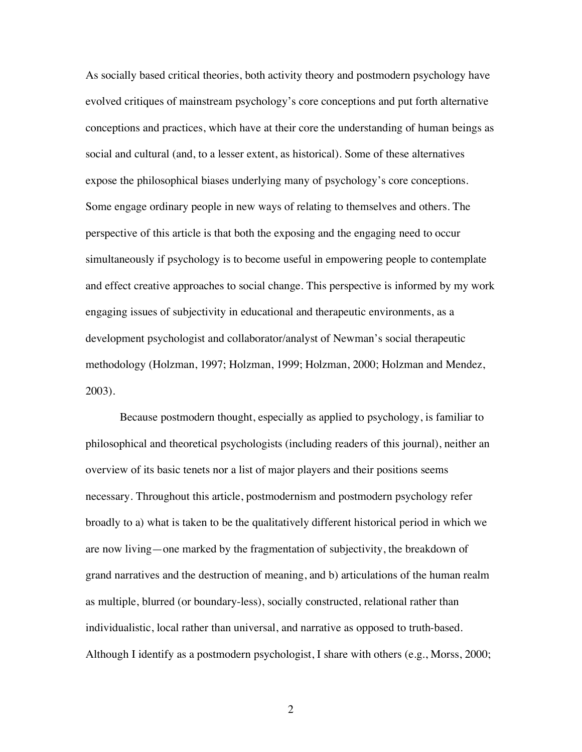As socially based critical theories, both activity theory and postmodern psychology have evolved critiques of mainstream psychology's core conceptions and put forth alternative conceptions and practices, which have at their core the understanding of human beings as social and cultural (and, to a lesser extent, as historical). Some of these alternatives expose the philosophical biases underlying many of psychology's core conceptions. Some engage ordinary people in new ways of relating to themselves and others. The perspective of this article is that both the exposing and the engaging need to occur simultaneously if psychology is to become useful in empowering people to contemplate and effect creative approaches to social change. This perspective is informed by my work engaging issues of subjectivity in educational and therapeutic environments, as a development psychologist and collaborator/analyst of Newman's social therapeutic methodology (Holzman, 1997; Holzman, 1999; Holzman, 2000; Holzman and Mendez, 2003).

Because postmodern thought, especially as applied to psychology, is familiar to philosophical and theoretical psychologists (including readers of this journal), neither an overview of its basic tenets nor a list of major players and their positions seems necessary. Throughout this article, postmodernism and postmodern psychology refer broadly to a) what is taken to be the qualitatively different historical period in which we are now living—one marked by the fragmentation of subjectivity, the breakdown of grand narratives and the destruction of meaning, and b) articulations of the human realm as multiple, blurred (or boundary-less), socially constructed, relational rather than individualistic, local rather than universal, and narrative as opposed to truth-based. Although I identify as a postmodern psychologist, I share with others (e.g., Morss, 2000;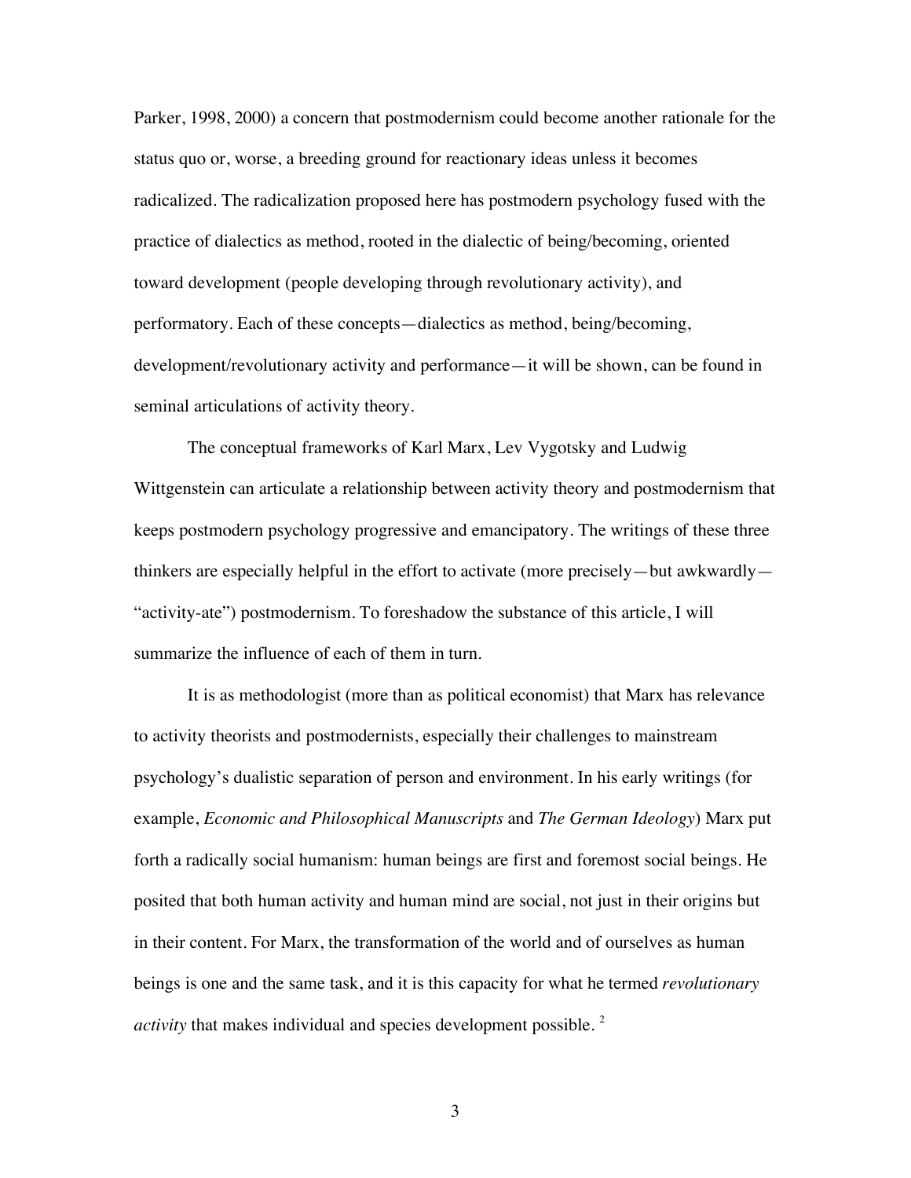Parker, 1998, 2000) a concern that postmodernism could become another rationale for the status quo or, worse, a breeding ground for reactionary ideas unless it becomes radicalized. The radicalization proposed here has postmodern psychology fused with the practice of dialectics as method, rooted in the dialectic of being/becoming, oriented toward development (people developing through revolutionary activity), and performatory. Each of these concepts—dialectics as method, being/becoming, development/revolutionary activity and performance—it will be shown, can be found in seminal articulations of activity theory.

The conceptual frameworks of Karl Marx, Lev Vygotsky and Ludwig Wittgenstein can articulate a relationship between activity theory and postmodernism that keeps postmodern psychology progressive and emancipatory. The writings of these three thinkers are especially helpful in the effort to activate (more precisely—but awkwardly—"activity-ate") postmodernism. To foreshadow the substance of this article, I will summarize the influence of each of them in turn.

It is as methodologist (more than as political economist) that Marx has relevance to activity theorists and postmodernists, especially their challenges to mainstream psychology's dualistic separation of person and environment. In his early writings (for example, *Economic and Philosophical Manuscripts* and *The German Ideology*) Marx put forth a radically social humanism: human beings are first and foremost social beings. He posited that both human activity and human mind are social, not just in their origins but in their content. For Marx, the transformation of the world and of ourselves as human beings is one and the same task, and it is this capacity for what he termed *revolutionary activity* that makes individual and species development possible. [2]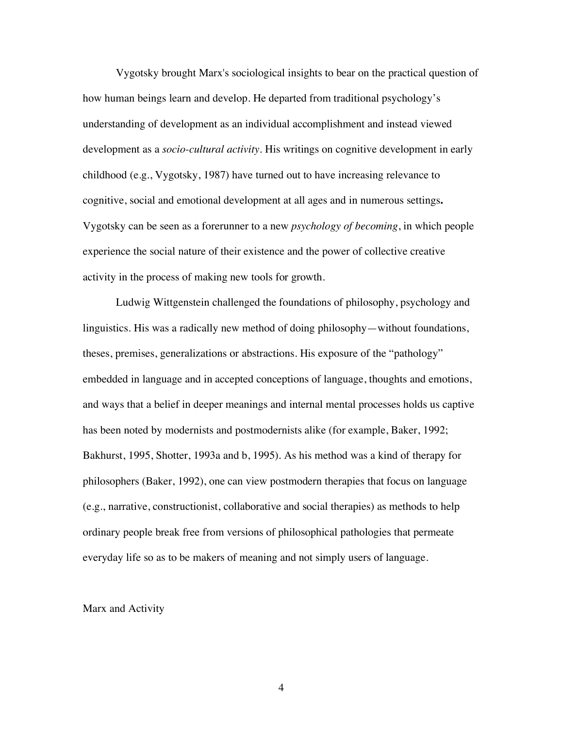Vygotsky brought Marx's sociological insights to bear on the practical question of how human beings learn and develop. He departed from traditional psychology's understanding of development as an individual accomplishment and instead viewed development as a *socio-cultural activity*. His writings on cognitive development in early childhood (e.g., Vygotsky, 1987) have turned out to have increasing relevance to cognitive, social and emotional development at all ages and in numerous settings**.** Vygotsky can be seen as a forerunner to a new *psychology of becoming*, in which people experience the social nature of their existence and the power of collective creative activity in the process of making new tools for growth.

Ludwig Wittgenstein challenged the foundations of philosophy, psychology and linguistics. His was a radically new method of doing philosophy—without foundations, theses, premises, generalizations or abstractions. His exposure of the "pathology" embedded in language and in accepted conceptions of language, thoughts and emotions, and ways that a belief in deeper meanings and internal mental processes holds us captive has been noted by modernists and postmodernists alike (for example, Baker, 1992; Bakhurst, 1995, Shotter, 1993a and b, 1995). As his method was a kind of therapy for philosophers (Baker, 1992), one can view postmodern therapies that focus on language (e.g., narrative, constructionist, collaborative and social therapies) as methods to help ordinary people break free from versions of philosophical pathologies that permeate everyday life so as to be makers of meaning and not simply users of language.

## Marx and Activity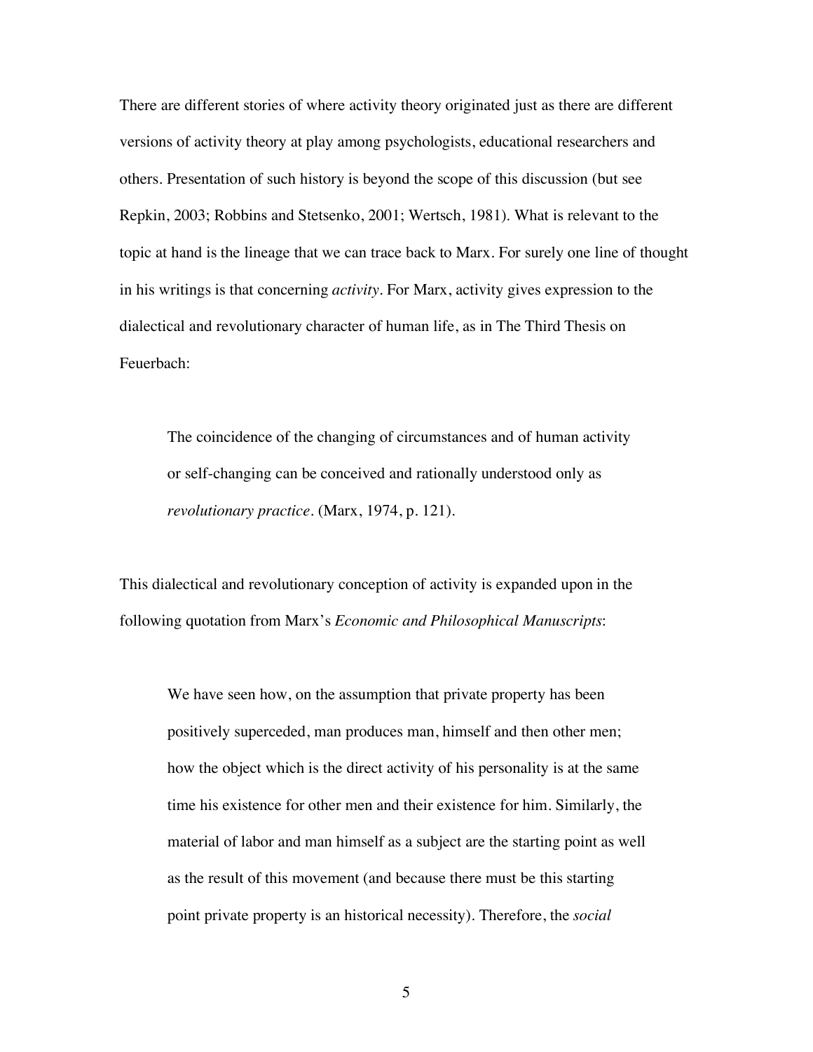There are different stories of where activity theory originated just as there are different versions of activity theory at play among psychologists, educational researchers and others. Presentation of such history is beyond the scope of this discussion (but see Repkin, 2003; Robbins and Stetsenko, 2001; Wertsch, 1981). What is relevant to the topic at hand is the lineage that we can trace back to Marx. For surely one line of thought in his writings is that concerning *activity*. For Marx, activity gives expression to the dialectical and revolutionary character of human life, as in The Third Thesis on Feuerbach:

> The coincidence of the changing of circumstances and of human activity or self-changing can be conceived and rationally understood only as *revolutionary practice*. (Marx, 1974, p. 121).

This dialectical and revolutionary conception of activity is expanded upon in the following quotation from Marx's *Economic and Philosophical Manuscripts*:

> We have seen how, on the assumption that private property has been positively superceded, man produces man, himself and then other men; how the object which is the direct activity of his personality is at the same time his existence for other men and their existence for him. Similarly, the material of labor and man himself as a subject are the starting point as well as the result of this movement (and because there must be this starting point private property is an historical necessity). Therefore, the *social*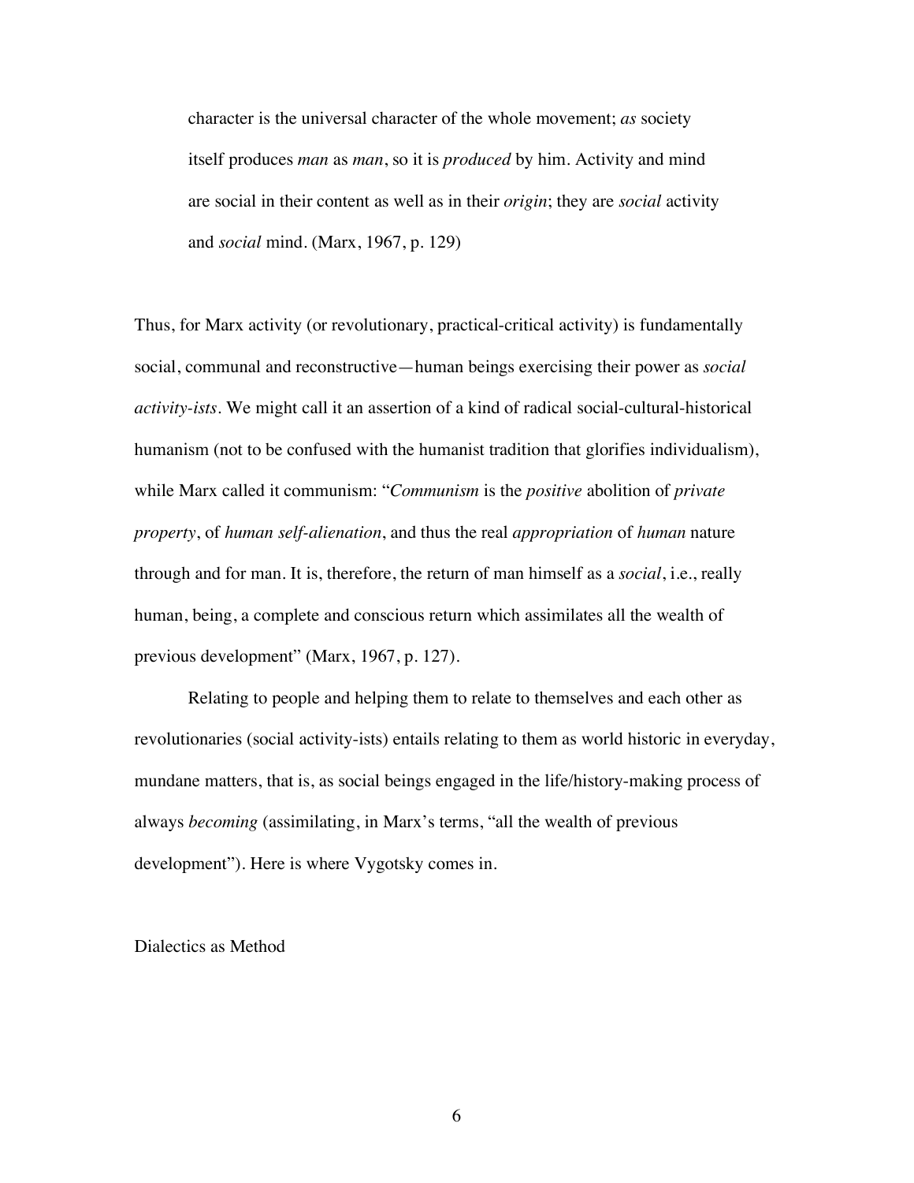> character is the universal character of the whole movement; *as* society itself produces *man* as *man*, so it is *produced* by him. Activity and mind are social in their content as well as in their *origin*; they are *social* activity and *social* mind. (Marx, 1967, p. 129)

Thus, for Marx activity (or revolutionary, practical-critical activity) is fundamentally social, communal and reconstructive—human beings exercising their power as *social activity-ists*. We might call it an assertion of a kind of radical social-cultural-historical humanism (not to be confused with the humanist tradition that glorifies individualism), while Marx called it communism: "*Communism* is the *positive* abolition of *private property*, of *human self-alienation*, and thus the real *appropriation* of *human* nature through and for man. It is, therefore, the return of man himself as a *social*, i.e., really human, being, a complete and conscious return which assimilates all the wealth of previous development" (Marx, 1967, p. 127).

Relating to people and helping them to relate to themselves and each other as revolutionaries (social activity-ists) entails relating to them as world historic in everyday, mundane matters, that is, as social beings engaged in the life/history-making process of always *becoming* (assimilating, in Marx's terms, "all the wealth of previous development"). Here is where Vygotsky comes in.

## Dialectics as Method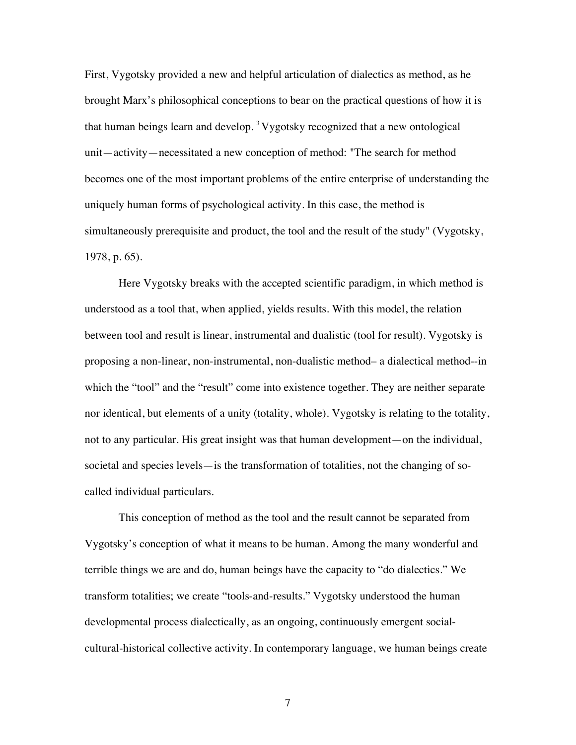First, Vygotsky provided a new and helpful articulation of dialectics as method, as he brought Marx's philosophical conceptions to bear on the practical questions of how it is that human beings learn and develop.[3] Vygotsky recognized that a new ontological unit—activity—necessitated a new conception of method: "The search for method becomes one of the most important problems of the entire enterprise of understanding the uniquely human forms of psychological activity. In this case, the method is simultaneously prerequisite and product, the tool and the result of the study" (Vygotsky, 1978, p. 65).

Here Vygotsky breaks with the accepted scientific paradigm, in which method is understood as a tool that, when applied, yields results. With this model, the relation between tool and result is linear, instrumental and dualistic (tool for result). Vygotsky is proposing a non-linear, non-instrumental, non-dualistic method– a dialectical method--in which the "tool" and the "result" come into existence together. They are neither separate nor identical, but elements of a unity (totality, whole). Vygotsky is relating to the totality, not to any particular. His great insight was that human development—on the individual, societal and species levels—is the transformation of totalities, not the changing of so-called individual particulars.

This conception of method as the tool and the result cannot be separated from Vygotsky's conception of what it means to be human. Among the many wonderful and terrible things we are and do, human beings have the capacity to "do dialectics." We transform totalities; we create "tools-and-results." Vygotsky understood the human developmental process dialectically, as an ongoing, continuously emergent social-cultural-historical collective activity. In contemporary language, we human beings create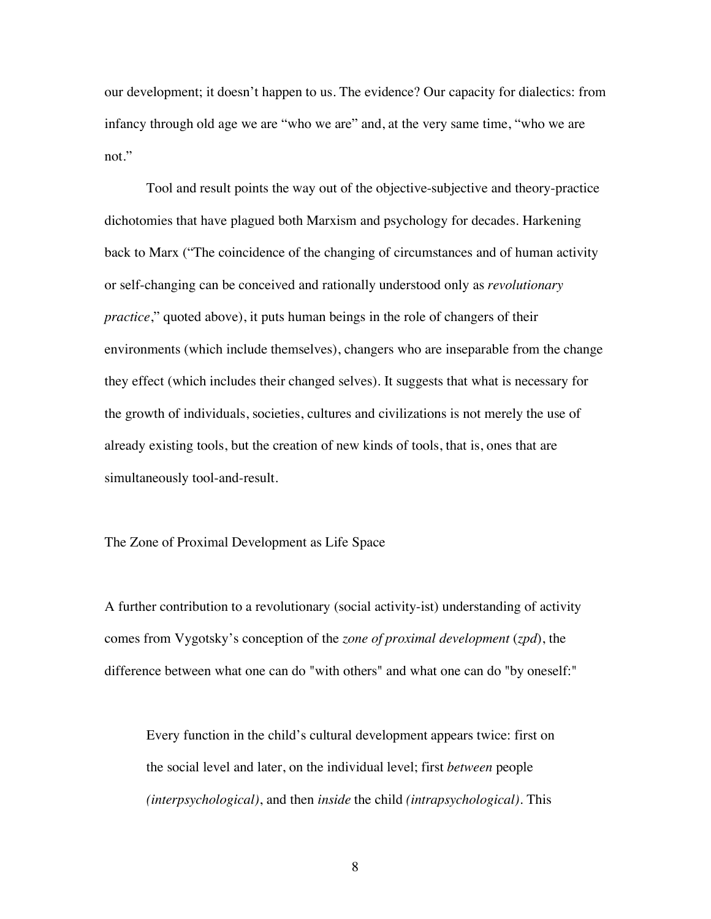our development; it doesn't happen to us. The evidence? Our capacity for dialectics: from infancy through old age we are "who we are" and, at the very same time, "who we are not."

Tool and result points the way out of the objective-subjective and theory-practice dichotomies that have plagued both Marxism and psychology for decades. Harkening back to Marx ("The coincidence of the changing of circumstances and of human activity or self-changing can be conceived and rationally understood only as *revolutionary practice*," quoted above), it puts human beings in the role of changers of their environments (which include themselves), changers who are inseparable from the change they effect (which includes their changed selves). It suggests that what is necessary for the growth of individuals, societies, cultures and civilizations is not merely the use of already existing tools, but the creation of new kinds of tools, that is, ones that are simultaneously tool-and-result.

## The Zone of Proximal Development as Life Space

A further contribution to a revolutionary (social activity-ist) understanding of activity comes from Vygotsky's conception of the *zone of proximal development* (*zpd*), the difference between what one can do "with others" and what one can do "by oneself:"

> Every function in the child's cultural development appears twice: first on the social level and later, on the individual level; first *between* people *(interpsychological)*, and then *inside* the child *(intrapsychological)*. This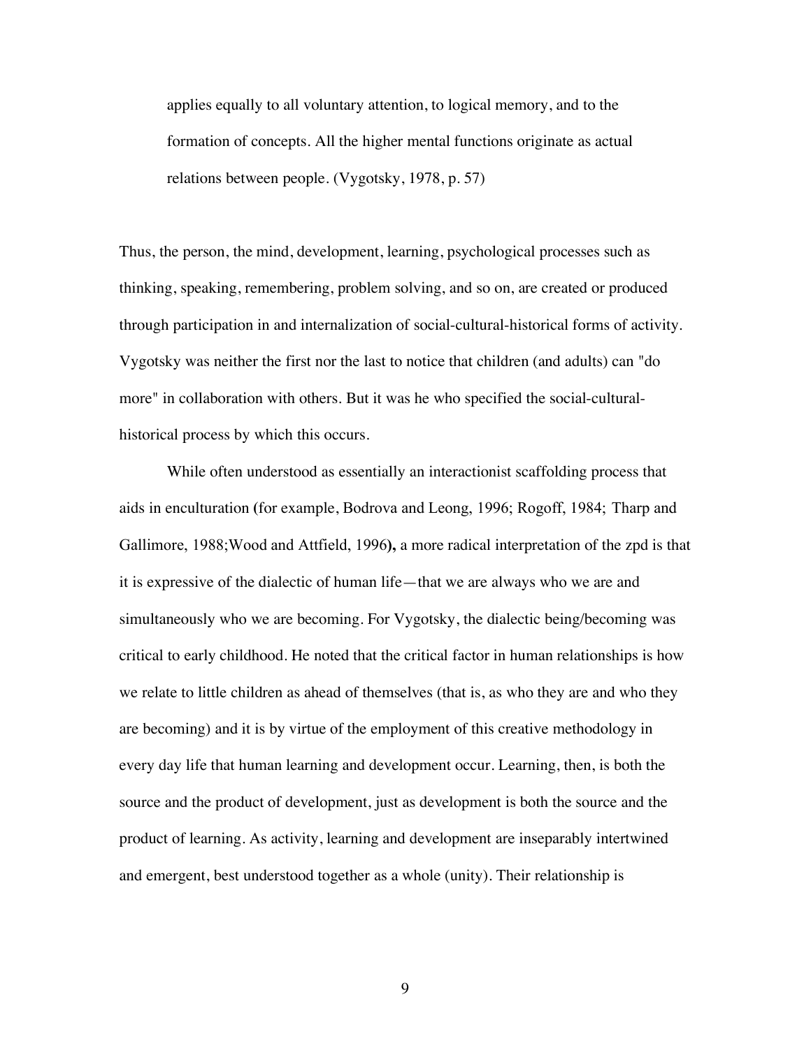> applies equally to all voluntary attention, to logical memory, and to the formation of concepts. All the higher mental functions originate as actual relations between people. (Vygotsky, 1978, p. 57)

Thus, the person, the mind, development, learning, psychological processes such as thinking, speaking, remembering, problem solving, and so on, are created or produced through participation in and internalization of social-cultural-historical forms of activity. Vygotsky was neither the first nor the last to notice that children (and adults) can "do more" in collaboration with others. But it was he who specified the social-cultural-historical process by which this occurs.

While often understood as essentially an interactionist scaffolding process that aids in enculturation (for example, Bodrova and Leong, 1996; Rogoff, 1984; Tharp and Gallimore, 1988;Wood and Attfield, 1996**),** a more radical interpretation of the zpd is that it is expressive of the dialectic of human life—that we are always who we are and simultaneously who we are becoming. For Vygotsky, the dialectic being/becoming was critical to early childhood. He noted that the critical factor in human relationships is how we relate to little children as ahead of themselves (that is, as who they are and who they are becoming) and it is by virtue of the employment of this creative methodology in every day life that human learning and development occur. Learning, then, is both the source and the product of development, just as development is both the source and the product of learning. As activity, learning and development are inseparably intertwined and emergent, best understood together as a whole (unity). Their relationship is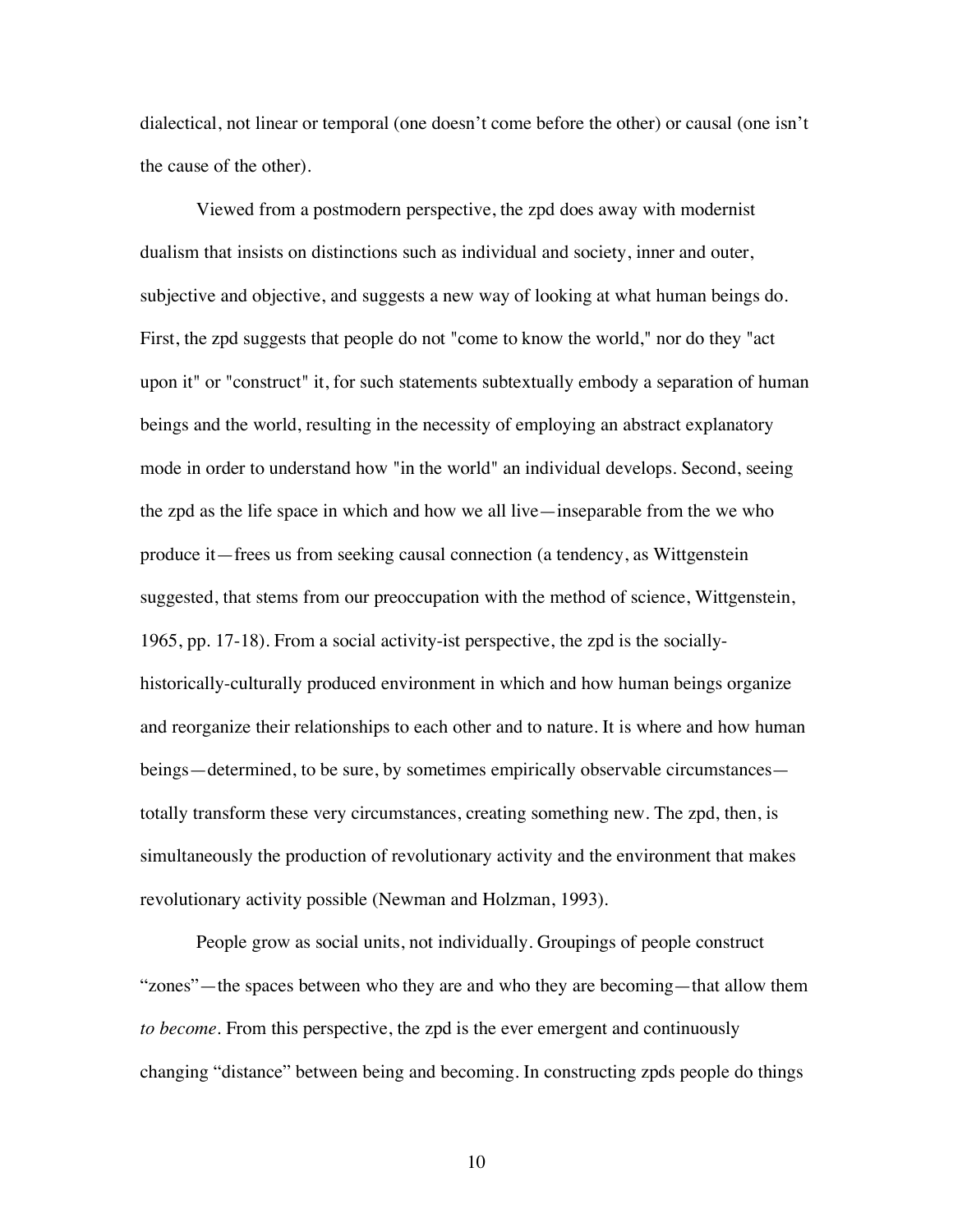dialectical, not linear or temporal (one doesn't come before the other) or causal (one isn't the cause of the other).

Viewed from a postmodern perspective, the zpd does away with modernist dualism that insists on distinctions such as individual and society, inner and outer, subjective and objective, and suggests a new way of looking at what human beings do. First, the zpd suggests that people do not "come to know the world," nor do they "act upon it" or "construct" it, for such statements subtextually embody a separation of human beings and the world, resulting in the necessity of employing an abstract explanatory mode in order to understand how "in the world" an individual develops. Second, seeing the zpd as the life space in which and how we all live—inseparable from the we who produce it—frees us from seeking causal connection (a tendency, as Wittgenstein suggested, that stems from our preoccupation with the method of science, Wittgenstein, 1965, pp. 17-18). From a social activity-ist perspective, the zpd is the socially-historically-culturally produced environment in which and how human beings organize and reorganize their relationships to each other and to nature. It is where and how human beings—determined, to be sure, by sometimes empirically observable circumstances—totally transform these very circumstances, creating something new. The zpd, then, is simultaneously the production of revolutionary activity and the environment that makes revolutionary activity possible (Newman and Holzman, 1993).

People grow as social units, not individually. Groupings of people construct "zones"—the spaces between who they are and who they are becoming—that allow them *to become*. From this perspective, the zpd is the ever emergent and continuously changing "distance" between being and becoming. In constructing zpds people do things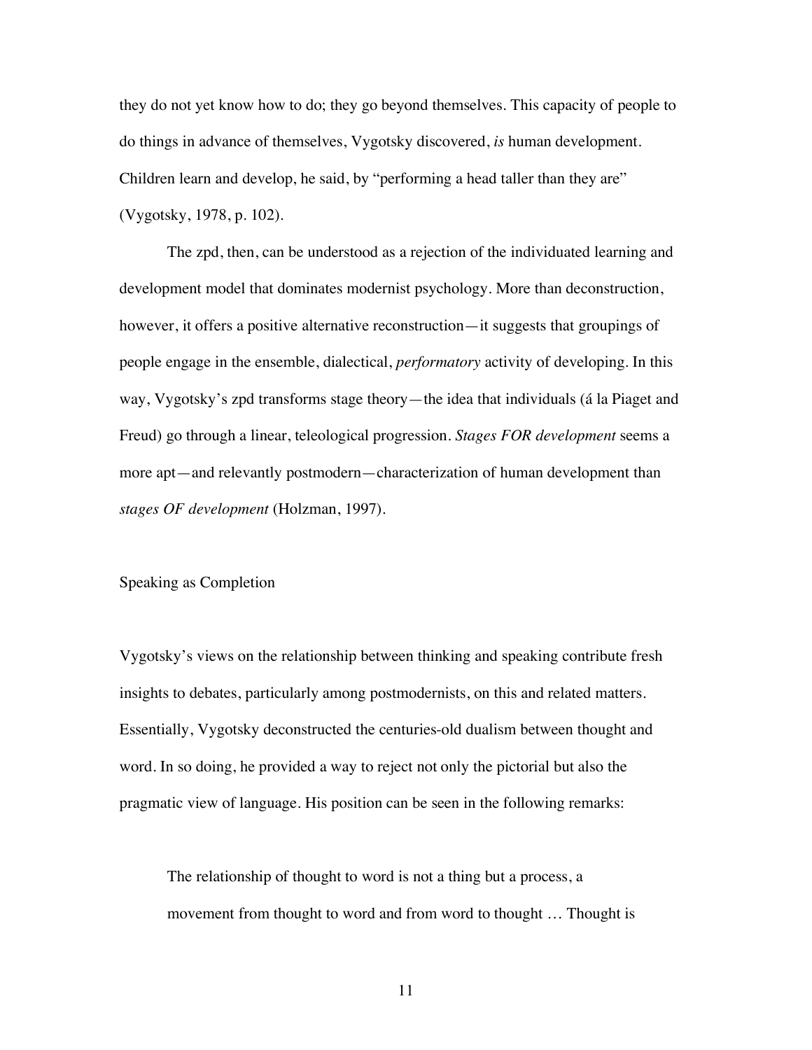they do not yet know how to do; they go beyond themselves. This capacity of people to do things in advance of themselves, Vygotsky discovered, *is* human development. Children learn and develop, he said, by "performing a head taller than they are" (Vygotsky, 1978, p. 102).

The zpd, then, can be understood as a rejection of the individuated learning and development model that dominates modernist psychology. More than deconstruction, however, it offers a positive alternative reconstruction—it suggests that groupings of people engage in the ensemble, dialectical, *performatory* activity of developing. In this way, Vygotsky's zpd transforms stage theory—the idea that individuals (á la Piaget and Freud) go through a linear, teleological progression. *Stages FOR development* seems a more apt—and relevantly postmodern—characterization of human development than *stages OF development* (Holzman, 1997).

## Speaking as Completion

Vygotsky's views on the relationship between thinking and speaking contribute fresh insights to debates, particularly among postmodernists, on this and related matters. Essentially, Vygotsky deconstructed the centuries-old dualism between thought and word. In so doing, he provided a way to reject not only the pictorial but also the pragmatic view of language. His position can be seen in the following remarks:

> The relationship of thought to word is not a thing but a process, a movement from thought to word and from word to thought … Thought is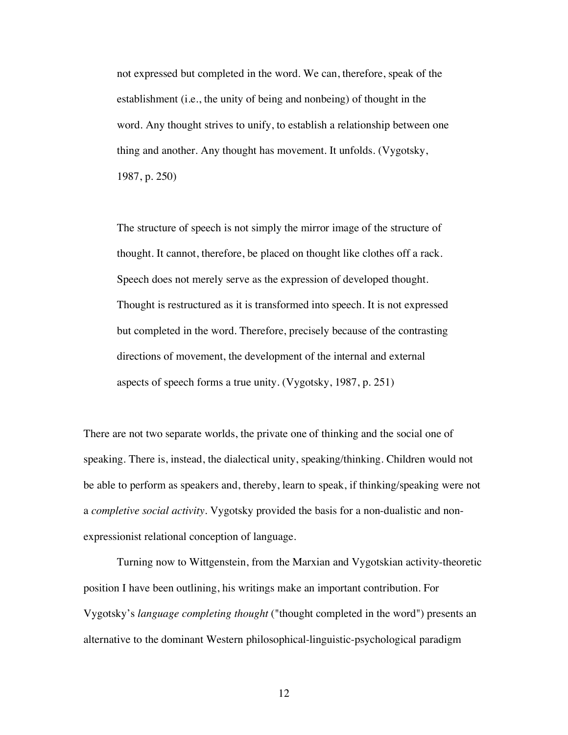> not expressed but completed in the word. We can, therefore, speak of the establishment (i.e., the unity of being and nonbeing) of thought in the word. Any thought strives to unify, to establish a relationship between one thing and another. Any thought has movement. It unfolds. (Vygotsky, 1987, p. 250)

> The structure of speech is not simply the mirror image of the structure of thought. It cannot, therefore, be placed on thought like clothes off a rack. Speech does not merely serve as the expression of developed thought. Thought is restructured as it is transformed into speech. It is not expressed but completed in the word. Therefore, precisely because of the contrasting directions of movement, the development of the internal and external aspects of speech forms a true unity. (Vygotsky, 1987, p. 251)

There are not two separate worlds, the private one of thinking and the social one of speaking. There is, instead, the dialectical unity, speaking/thinking. Children would not be able to perform as speakers and, thereby, learn to speak, if thinking/speaking were not a *completive social activity*. Vygotsky provided the basis for a non-dualistic and non-expressionist relational conception of language.

Turning now to Wittgenstein, from the Marxian and Vygotskian activity-theoretic position I have been outlining, his writings make an important contribution. For Vygotsky's *language completing thought* ("thought completed in the word") presents an alternative to the dominant Western philosophical-linguistic-psychological paradigm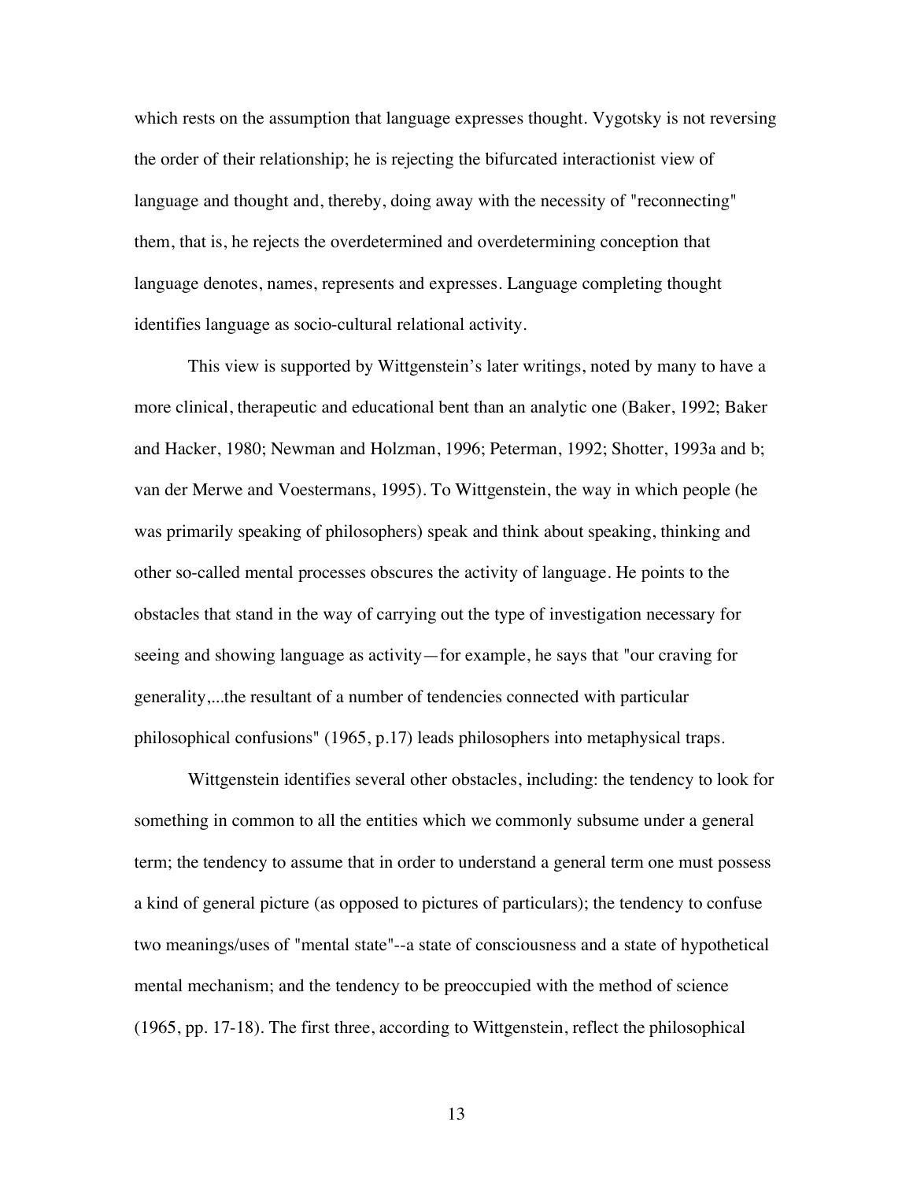which rests on the assumption that language expresses thought. Vygotsky is not reversing the order of their relationship; he is rejecting the bifurcated interactionist view of language and thought and, thereby, doing away with the necessity of "reconnecting" them, that is, he rejects the overdetermined and overdetermining conception that language denotes, names, represents and expresses. Language completing thought identifies language as socio-cultural relational activity.

This view is supported by Wittgenstein's later writings, noted by many to have a more clinical, therapeutic and educational bent than an analytic one (Baker, 1992; Baker and Hacker, 1980; Newman and Holzman, 1996; Peterman, 1992; Shotter, 1993a and b; van der Merwe and Voestermans, 1995). To Wittgenstein, the way in which people (he was primarily speaking of philosophers) speak and think about speaking, thinking and other so-called mental processes obscures the activity of language. He points to the obstacles that stand in the way of carrying out the type of investigation necessary for seeing and showing language as activity—for example, he says that "our craving for generality,...the resultant of a number of tendencies connected with particular philosophical confusions" (1965, p.17) leads philosophers into metaphysical traps.

Wittgenstein identifies several other obstacles, including: the tendency to look for something in common to all the entities which we commonly subsume under a general term; the tendency to assume that in order to understand a general term one must possess a kind of general picture (as opposed to pictures of particulars); the tendency to confuse two meanings/uses of "mental state"--a state of consciousness and a state of hypothetical mental mechanism; and the tendency to be preoccupied with the method of science (1965, pp. 17-18). The first three, according to Wittgenstein, reflect the philosophical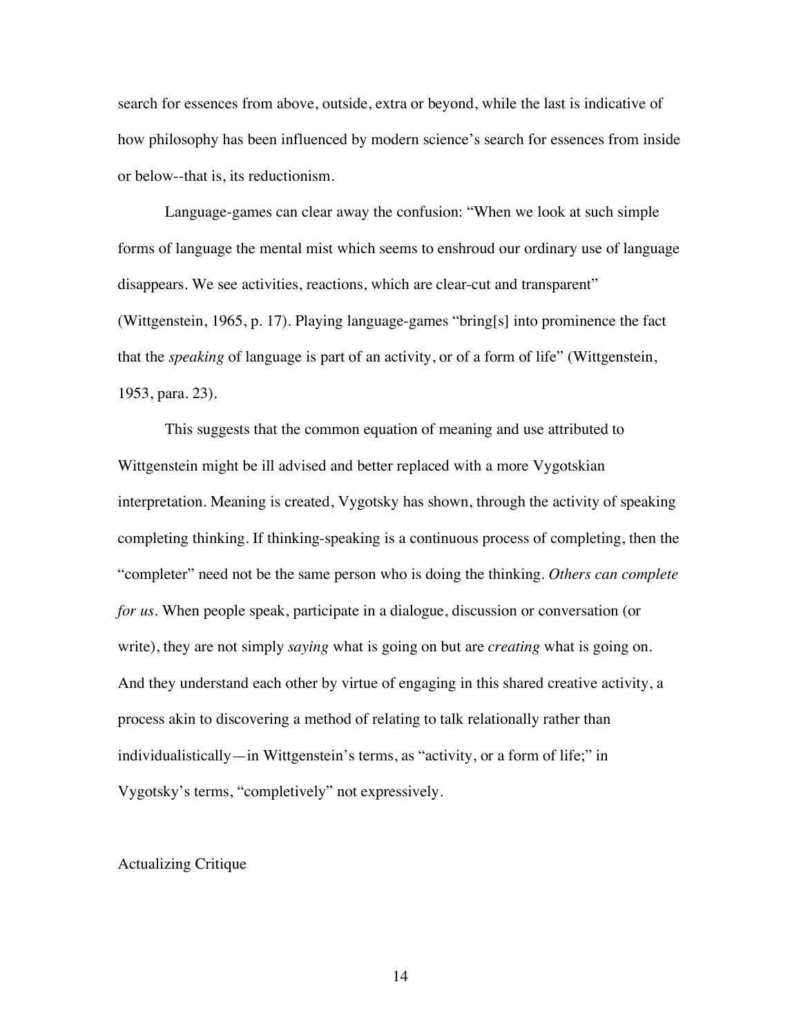search for essences from above, outside, extra or beyond, while the last is indicative of how philosophy has been influenced by modern science's search for essences from inside or below--that is, its reductionism.

Language-games can clear away the confusion: "When we look at such simple forms of language the mental mist which seems to enshroud our ordinary use of language disappears. We see activities, reactions, which are clear-cut and transparent" (Wittgenstein, 1965, p. 17). Playing language-games "bring[s] into prominence the fact that the *speaking* of language is part of an activity, or of a form of life" (Wittgenstein, 1953, para. 23).

This suggests that the common equation of meaning and use attributed to Wittgenstein might be ill advised and better replaced with a more Vygotskian interpretation. Meaning is created, Vygotsky has shown, through the activity of speaking completing thinking. If thinking-speaking is a continuous process of completing, then the "completer" need not be the same person who is doing the thinking. *Others can complete for us*. When people speak, participate in a dialogue, discussion or conversation (or write), they are not simply *saying* what is going on but are *creating* what is going on. And they understand each other by virtue of engaging in this shared creative activity, a process akin to discovering a method of relating to talk relationally rather than individualistically—in Wittgenstein's terms, as "activity, or a form of life;" in Vygotsky's terms, "completively" not expressively.

## Actualizing Critique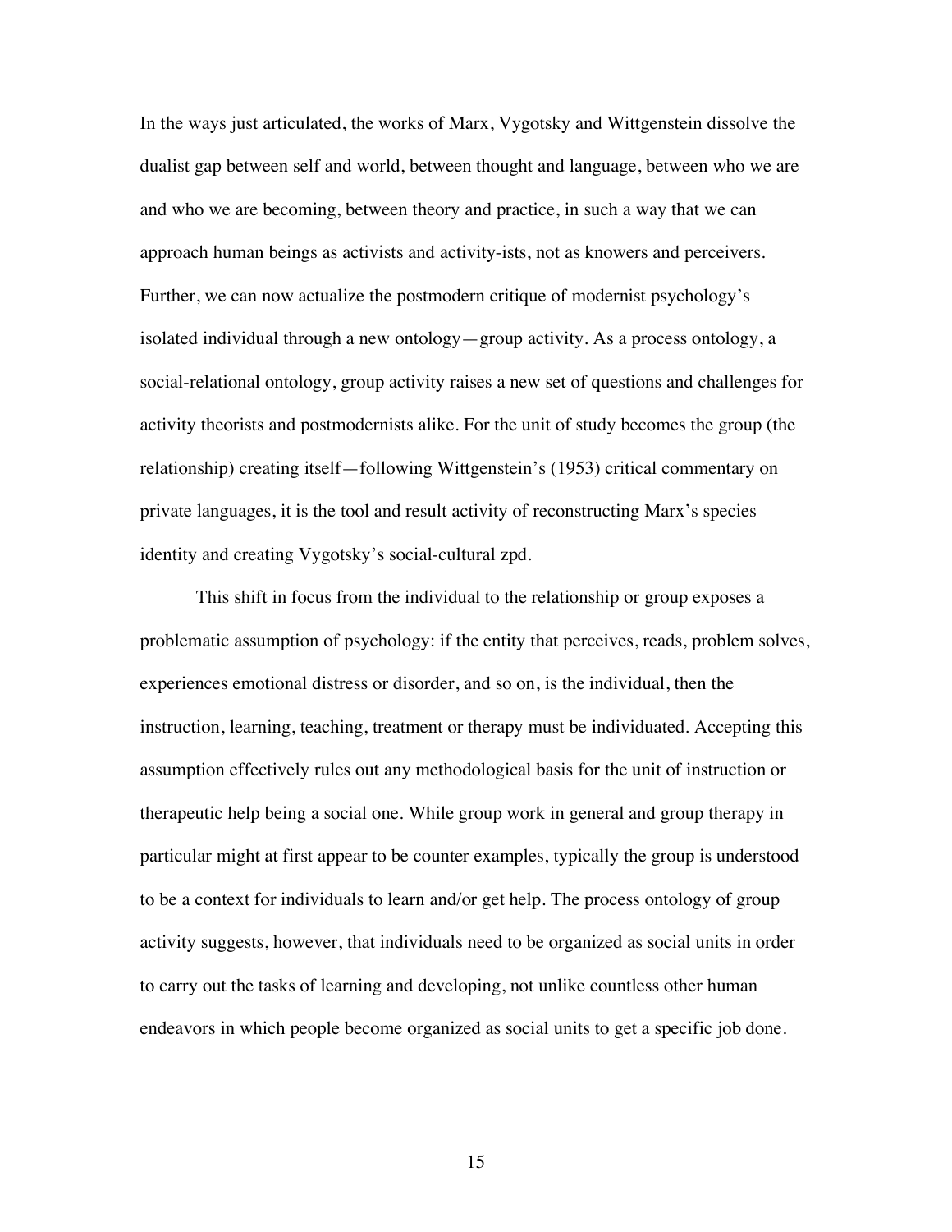In the ways just articulated, the works of Marx, Vygotsky and Wittgenstein dissolve the dualist gap between self and world, between thought and language, between who we are and who we are becoming, between theory and practice, in such a way that we can approach human beings as activists and activity-ists, not as knowers and perceivers. Further, we can now actualize the postmodern critique of modernist psychology's isolated individual through a new ontology—group activity. As a process ontology, a social-relational ontology, group activity raises a new set of questions and challenges for activity theorists and postmodernists alike. For the unit of study becomes the group (the relationship) creating itself—following Wittgenstein's (1953) critical commentary on private languages, it is the tool and result activity of reconstructing Marx's species identity and creating Vygotsky's social-cultural zpd.

This shift in focus from the individual to the relationship or group exposes a problematic assumption of psychology: if the entity that perceives, reads, problem solves, experiences emotional distress or disorder, and so on, is the individual, then the instruction, learning, teaching, treatment or therapy must be individuated. Accepting this assumption effectively rules out any methodological basis for the unit of instruction or therapeutic help being a social one. While group work in general and group therapy in particular might at first appear to be counter examples, typically the group is understood to be a context for individuals to learn and/or get help. The process ontology of group activity suggests, however, that individuals need to be organized as social units in order to carry out the tasks of learning and developing, not unlike countless other human endeavors in which people become organized as social units to get a specific job done.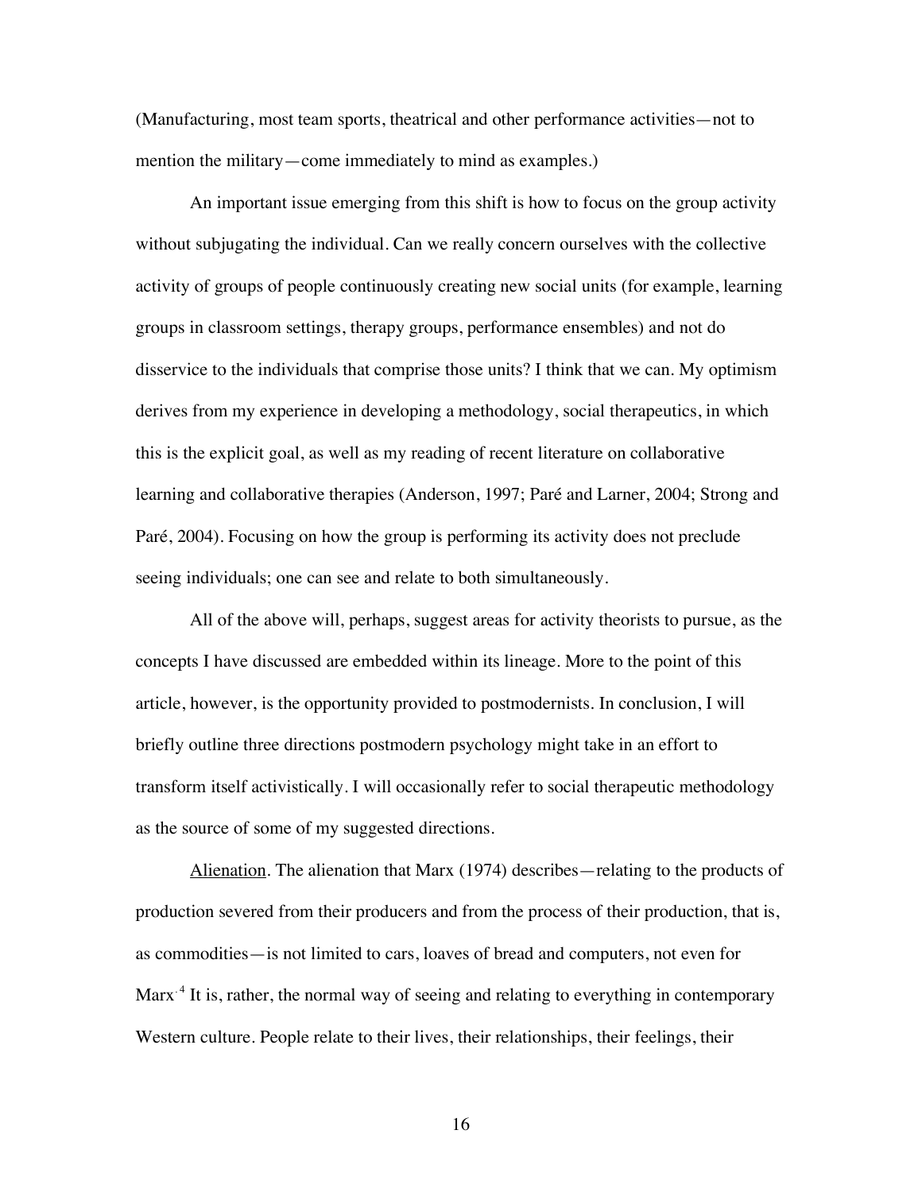(Manufacturing, most team sports, theatrical and other performance activities—not to mention the military—come immediately to mind as examples.)

An important issue emerging from this shift is how to focus on the group activity without subjugating the individual. Can we really concern ourselves with the collective activity of groups of people continuously creating new social units (for example, learning groups in classroom settings, therapy groups, performance ensembles) and not do disservice to the individuals that comprise those units? I think that we can. My optimism derives from my experience in developing a methodology, social therapeutics, in which this is the explicit goal, as well as my reading of recent literature on collaborative learning and collaborative therapies (Anderson, 1997; Paré and Larner, 2004; Strong and Paré, 2004). Focusing on how the group is performing its activity does not preclude seeing individuals; one can see and relate to both simultaneously.

All of the above will, perhaps, suggest areas for activity theorists to pursue, as the concepts I have discussed are embedded within its lineage. More to the point of this article, however, is the opportunity provided to postmodernists. In conclusion, I will briefly outline three directions postmodern psychology might take in an effort to transform itself activistically. I will occasionally refer to social therapeutic methodology as the source of some of my suggested directions.

<u>Alienation</u>. The alienation that Marx (1974) describes—relating to the products of production severed from their producers and from the process of their production, that is, as commodities—is not limited to cars, loaves of bread and computers, not even for Marx.[4] It is, rather, the normal way of seeing and relating to everything in contemporary Western culture. People relate to their lives, their relationships, their feelings, their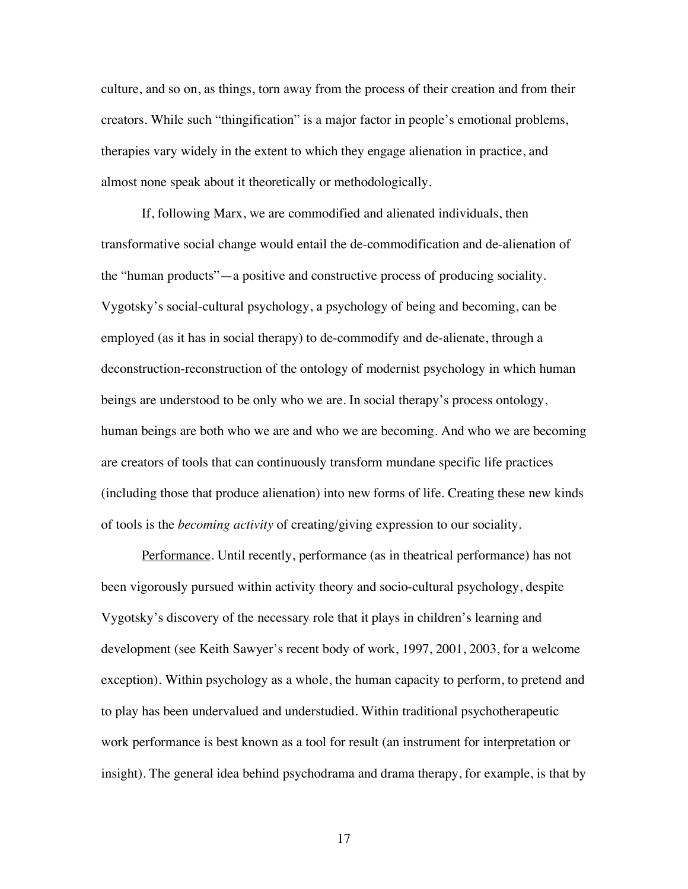culture, and so on, as things, torn away from the process of their creation and from their creators. While such "thingification" is a major factor in people's emotional problems, therapies vary widely in the extent to which they engage alienation in practice, and almost none speak about it theoretically or methodologically.

If, following Marx, we are commodified and alienated individuals, then transformative social change would entail the de-commodification and de-alienation of the "human products"—a positive and constructive process of producing sociality. Vygotsky's social-cultural psychology, a psychology of being and becoming, can be employed (as it has in social therapy) to de-commodify and de-alienate, through a deconstruction-reconstruction of the ontology of modernist psychology in which human beings are understood to be only who we are. In social therapy's process ontology, human beings are both who we are and who we are becoming. And who we are becoming are creators of tools that can continuously transform mundane specific life practices (including those that produce alienation) into new forms of life. Creating these new kinds of tools is the *becoming activity* of creating/giving expression to our sociality.

<u>Performance</u>. Until recently, performance (as in theatrical performance) has not been vigorously pursued within activity theory and socio-cultural psychology, despite Vygotsky's discovery of the necessary role that it plays in children's learning and development (see Keith Sawyer's recent body of work, 1997, 2001, 2003, for a welcome exception). Within psychology as a whole, the human capacity to perform, to pretend and to play has been undervalued and understudied. Within traditional psychotherapeutic work performance is best known as a tool for result (an instrument for interpretation or insight). The general idea behind psychodrama and drama therapy, for example, is that by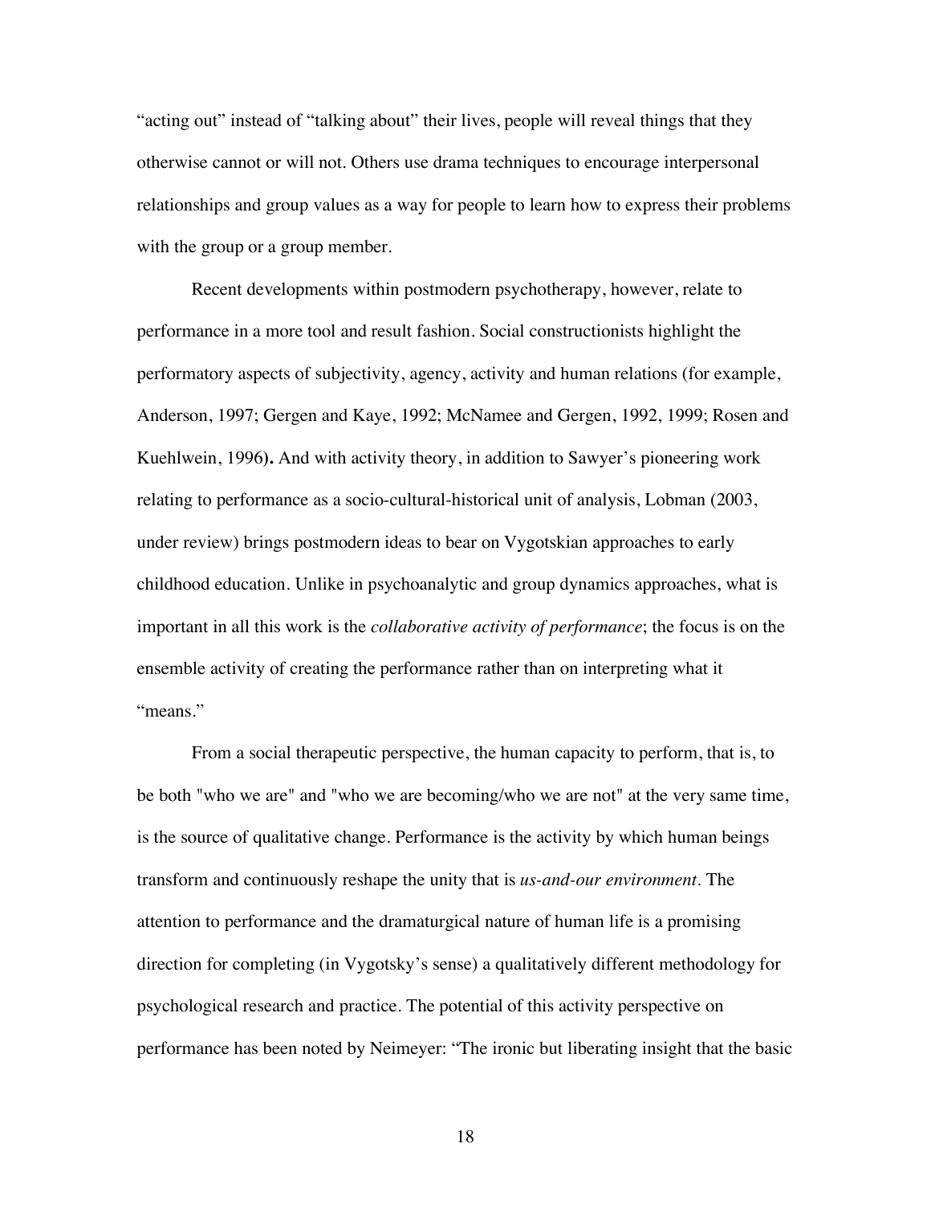"acting out" instead of "talking about" their lives, people will reveal things that they otherwise cannot or will not. Others use drama techniques to encourage interpersonal relationships and group values as a way for people to learn how to express their problems with the group or a group member.

Recent developments within postmodern psychotherapy, however, relate to performance in a more tool and result fashion. Social constructionists highlight the performatory aspects of subjectivity, agency, activity and human relations (for example, Anderson, 1997; Gergen and Kaye, 1992; McNamee and Gergen, 1992, 1999; Rosen and Kuehlwein, 1996). And with activity theory, in addition to Sawyer's pioneering work relating to performance as a socio-cultural-historical unit of analysis, Lobman (2003, under review) brings postmodern ideas to bear on Vygotskian approaches to early childhood education. Unlike in psychoanalytic and group dynamics approaches, what is important in all this work is the *collaborative activity of performance*; the focus is on the ensemble activity of creating the performance rather than on interpreting what it "means."

From a social therapeutic perspective, the human capacity to perform, that is, to be both "who we are" and "who we are becoming/who we are not" at the very same time, is the source of qualitative change. Performance is the activity by which human beings transform and continuously reshape the unity that is *us-and-our environment*. The attention to performance and the dramaturgical nature of human life is a promising direction for completing (in Vygotsky's sense) a qualitatively different methodology for psychological research and practice. The potential of this activity perspective on performance has been noted by Neimeyer: "The ironic but liberating insight that the basic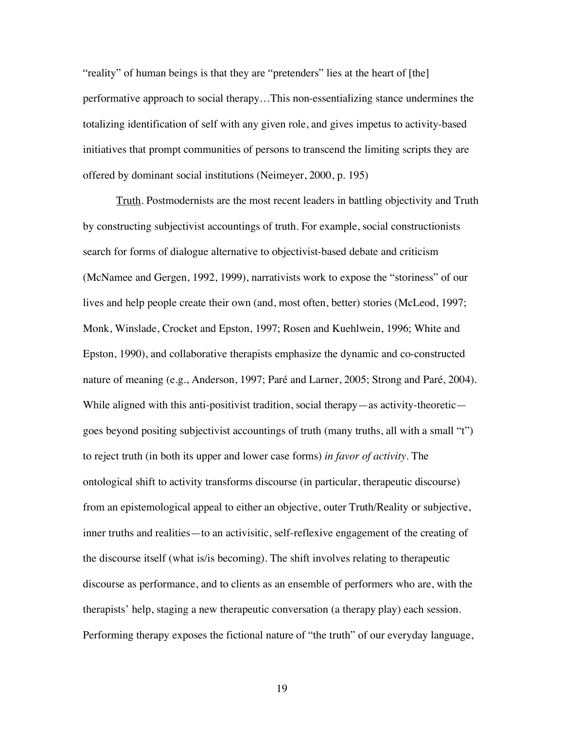"reality" of human beings is that they are "pretenders" lies at the heart of [the] performative approach to social therapy…This non-essentializing stance undermines the totalizing identification of self with any given role, and gives impetus to activity-based initiatives that prompt communities of persons to transcend the limiting scripts they are offered by dominant social institutions (Neimeyer, 2000, p. 195)

Truth. Postmodernists are the most recent leaders in battling objectivity and Truth by constructing subjectivist accountings of truth. For example, social constructionists search for forms of dialogue alternative to objectivist-based debate and criticism (McNamee and Gergen, 1992, 1999), narrativists work to expose the "storiness" of our lives and help people create their own (and, most often, better) stories (McLeod, 1997; Monk, Winslade, Crocket and Epston, 1997; Rosen and Kuehlwein, 1996; White and Epston, 1990), and collaborative therapists emphasize the dynamic and co-constructed nature of meaning (e.g., Anderson, 1997; Paré and Larner, 2005; Strong and Paré, 2004). While aligned with this anti-positivist tradition, social therapy—as activity-theoretic—goes beyond positing subjectivist accountings of truth (many truths, all with a small "t") to reject truth (in both its upper and lower case forms) *in favor of activity*. The ontological shift to activity transforms discourse (in particular, therapeutic discourse) from an epistemological appeal to either an objective, outer Truth/Reality or subjective, inner truths and realities—to an activisitic, self-reflexive engagement of the creating of the discourse itself (what is/is becoming). The shift involves relating to therapeutic discourse as performance, and to clients as an ensemble of performers who are, with the therapists' help, staging a new therapeutic conversation (a therapy play) each session. Performing therapy exposes the fictional nature of "the truth" of our everyday language,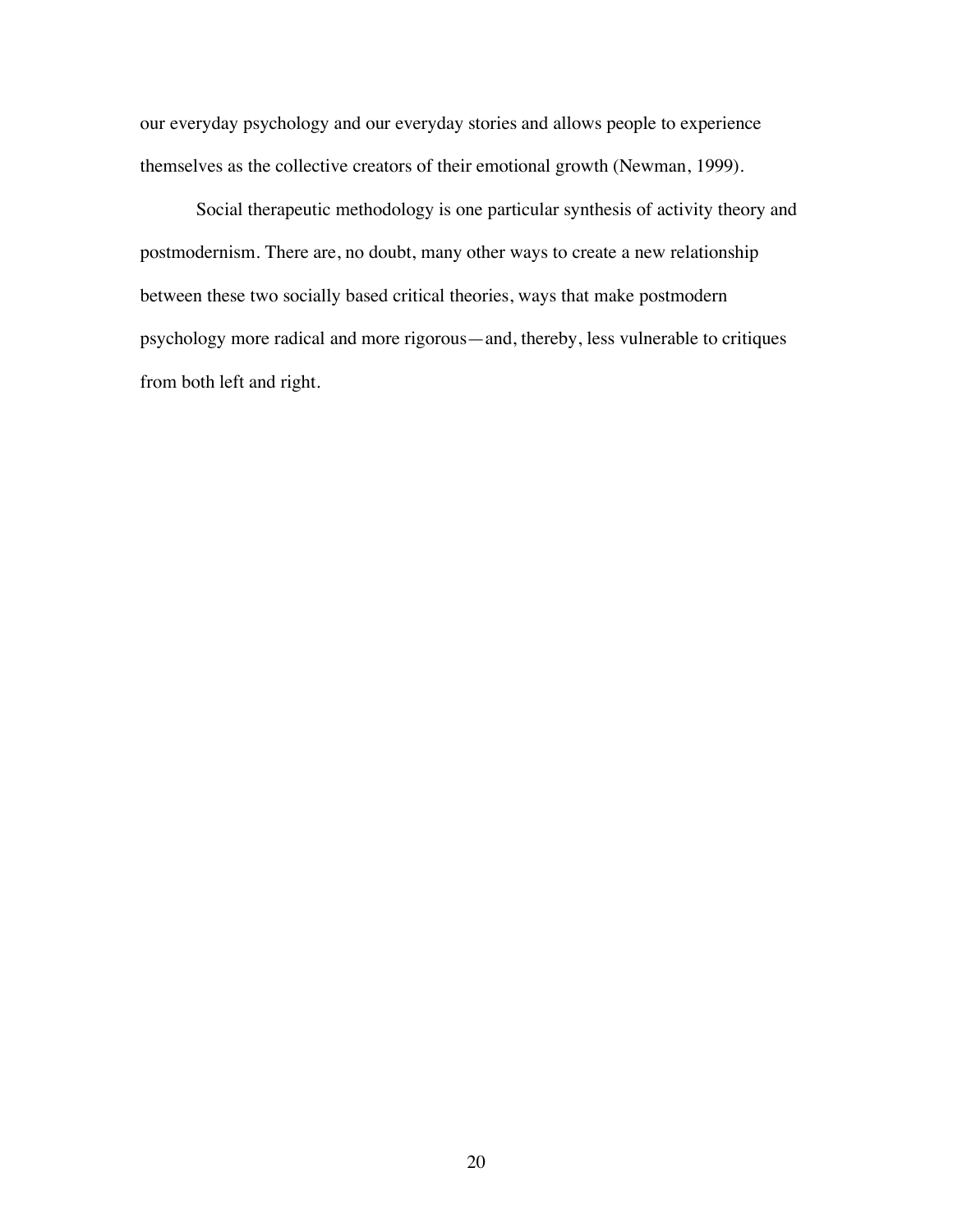our everyday psychology and our everyday stories and allows people to experience themselves as the collective creators of their emotional growth (Newman, 1999).

Social therapeutic methodology is one particular synthesis of activity theory and postmodernism. There are, no doubt, many other ways to create a new relationship between these two socially based critical theories, ways that make postmodern psychology more radical and more rigorous—and, thereby, less vulnerable to critiques from both left and right.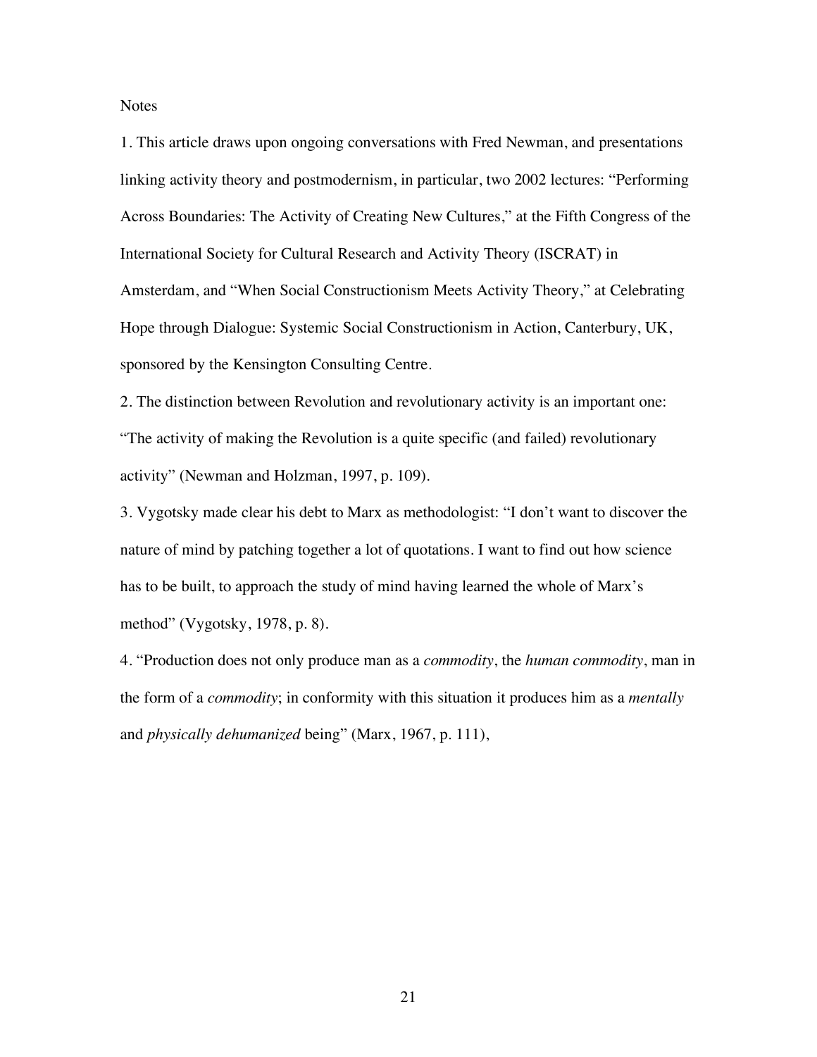Notes

1. This article draws upon ongoing conversations with Fred Newman, and presentations linking activity theory and postmodernism, in particular, two 2002 lectures: "Performing Across Boundaries: The Activity of Creating New Cultures," at the Fifth Congress of the International Society for Cultural Research and Activity Theory (ISCRAT) in Amsterdam, and "When Social Constructionism Meets Activity Theory," at Celebrating Hope through Dialogue: Systemic Social Constructionism in Action, Canterbury, UK, sponsored by the Kensington Consulting Centre.

2. The distinction between Revolution and revolutionary activity is an important one: "The activity of making the Revolution is a quite specific (and failed) revolutionary activity" (Newman and Holzman, 1997, p. 109).

3. Vygotsky made clear his debt to Marx as methodologist: "I don't want to discover the nature of mind by patching together a lot of quotations. I want to find out how science has to be built, to approach the study of mind having learned the whole of Marx's method" (Vygotsky, 1978, p. 8).

4. "Production does not only produce man as a *commodity*, the *human commodity*, man in the form of a *commodity*; in conformity with this situation it produces him as a *mentally* and *physically dehumanized* being" (Marx, 1967, p. 111),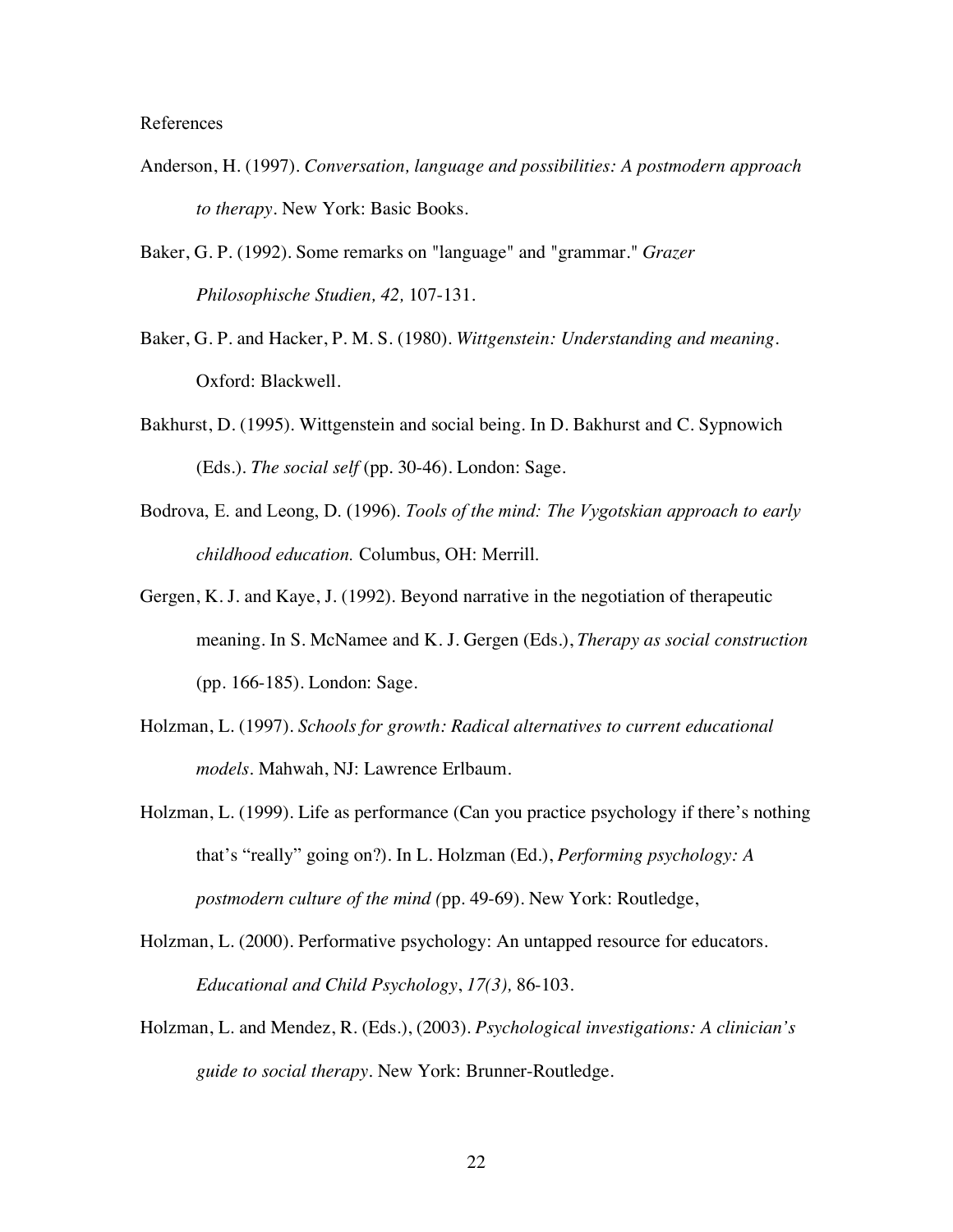References

Anderson, H. (1997). *Conversation, language and possibilities: A postmodern approach to therapy*. New York: Basic Books.

Baker, G. P. (1992). Some remarks on "language" and "grammar." *Grazer Philosophische Studien, 42,* 107-131.

Baker, G. P. and Hacker, P. M. S. (1980). *Wittgenstein: Understanding and meaning*. Oxford: Blackwell.

Bakhurst, D. (1995). Wittgenstein and social being. In D. Bakhurst and C. Sypnowich (Eds.). *The social self* (pp. 30-46). London: Sage.

Bodrova, E. and Leong, D. (1996). *Tools of the mind: The Vygotskian approach to early childhood education.* Columbus, OH: Merrill.

Gergen, K. J. and Kaye, J. (1992). Beyond narrative in the negotiation of therapeutic meaning. In S. McNamee and K. J. Gergen (Eds.), *Therapy as social construction* (pp. 166-185). London: Sage.

Holzman, L. (1997). *Schools for growth: Radical alternatives to current educational models*. Mahwah, NJ: Lawrence Erlbaum.

Holzman, L. (1999). Life as performance (Can you practice psychology if there's nothing that's "really" going on?). In L. Holzman (Ed.), *Performing psychology: A postmodern culture of the mind (*pp. 49-69). New York: Routledge,

Holzman, L. (2000). Performative psychology: An untapped resource for educators. *Educational and Child Psychology*, *17(3),* 86-103.

Holzman, L. and Mendez, R. (Eds.), (2003). *Psychological investigations: A clinician's guide to social therapy*. New York: Brunner-Routledge.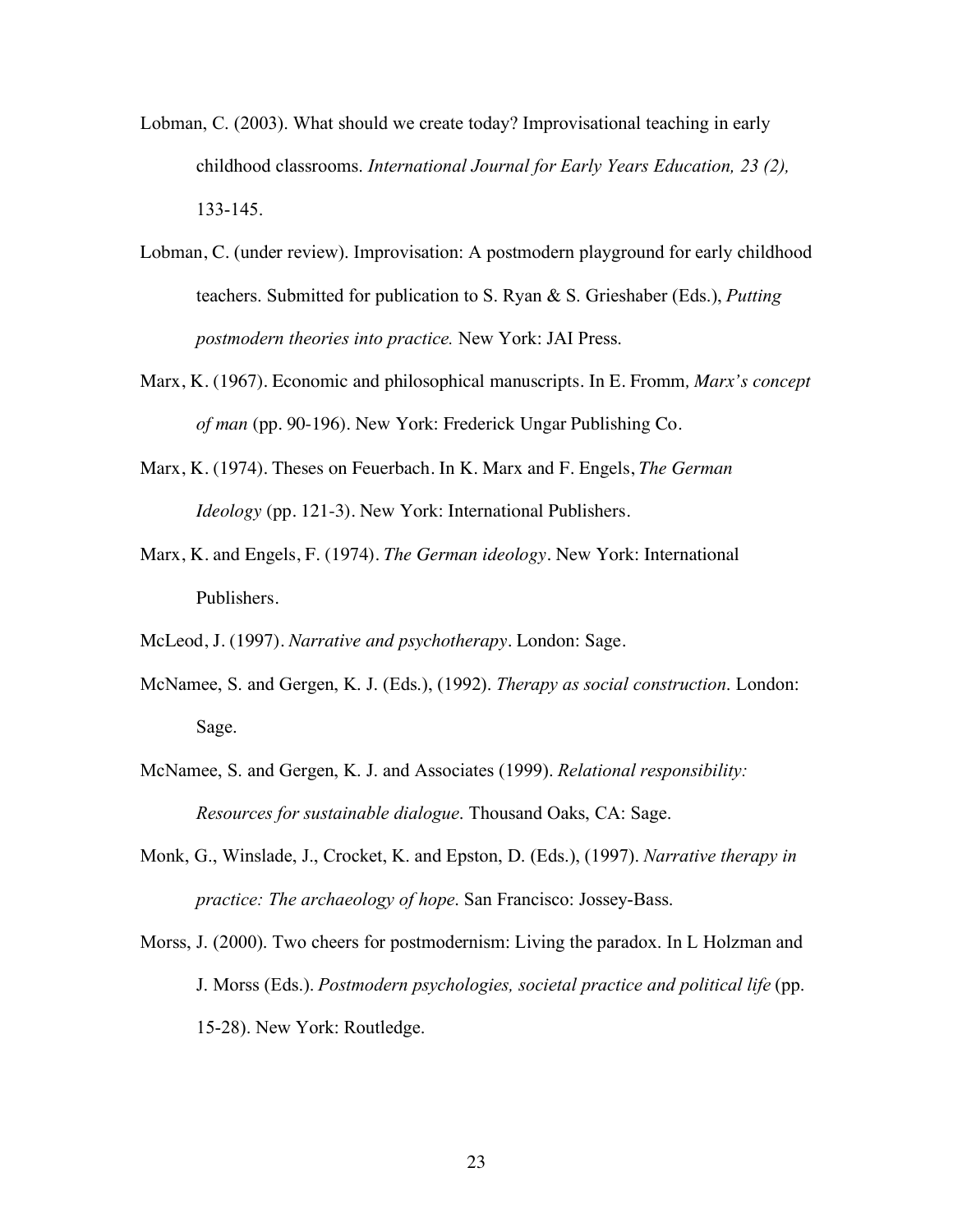Lobman, C. (2003). What should we create today? Improvisational teaching in early childhood classrooms. *International Journal for Early Years Education, 23 (2),* 133-145.

Lobman, C. (under review). Improvisation: A postmodern playground for early childhood teachers. Submitted for publication to S. Ryan & S. Grieshaber (Eds.), *Putting postmodern theories into practice.* New York: JAI Press.

Marx, K. (1967). Economic and philosophical manuscripts. In E. Fromm*, Marx's concept of man* (pp. 90-196). New York: Frederick Ungar Publishing Co.

Marx, K. (1974). Theses on Feuerbach. In K. Marx and F. Engels, *The German Ideology* (pp. 121-3). New York: International Publishers.

Marx, K. and Engels, F. (1974). *The German ideology*. New York: International Publishers.

McLeod, J. (1997). *Narrative and psychotherapy*. London: Sage.

McNamee, S. and Gergen, K. J. (Eds.), (1992). *Therapy as social construction*. London: Sage.

McNamee, S. and Gergen, K. J. and Associates (1999). *Relational responsibility: Resources for sustainable dialogue*. Thousand Oaks, CA: Sage.

Monk, G., Winslade, J., Crocket, K. and Epston, D. (Eds.), (1997). *Narrative therapy in practice: The archaeology of hope*. San Francisco: Jossey-Bass.

Morss, J. (2000). Two cheers for postmodernism: Living the paradox. In L Holzman and J. Morss (Eds.). *Postmodern psychologies, societal practice and political life* (pp. 15-28). New York: Routledge.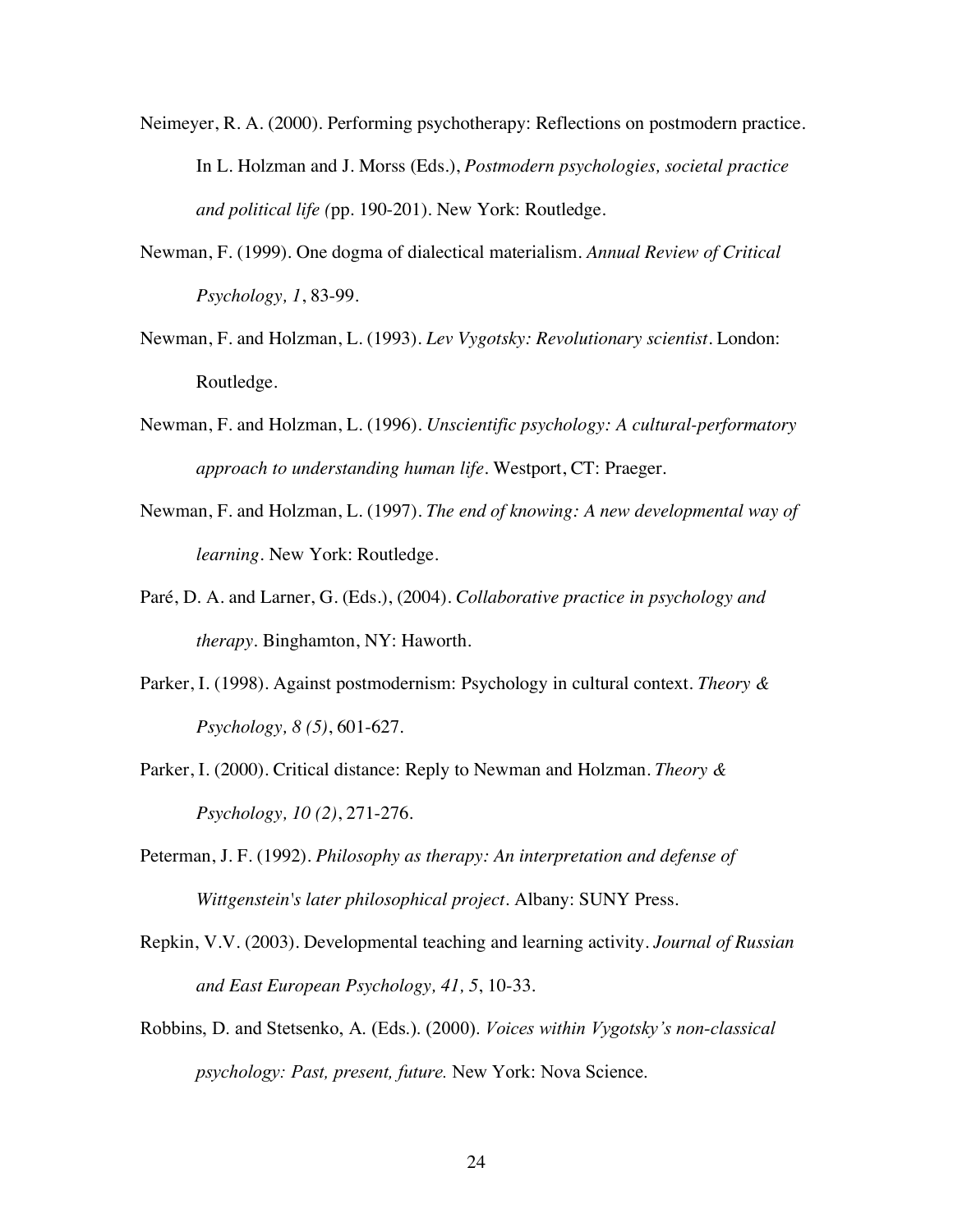Neimeyer, R. A. (2000). Performing psychotherapy: Reflections on postmodern practice. In L. Holzman and J. Morss (Eds.), *Postmodern psychologies, societal practice and political life (*pp. 190-201). New York: Routledge.

Newman, F. (1999). One dogma of dialectical materialism. *Annual Review of Critical Psychology, 1*, 83-99.

Newman, F. and Holzman, L. (1993). *Lev Vygotsky: Revolutionary scientist*. London: Routledge.

Newman, F. and Holzman, L. (1996). *Unscientific psychology: A cultural-performatory approach to understanding human life*. Westport, CT: Praeger.

Newman, F. and Holzman, L. (1997). *The end of knowing: A new developmental way of learning*. New York: Routledge.

Paré, D. A. and Larner, G. (Eds.), (2004). *Collaborative practice in psychology and therapy*. Binghamton, NY: Haworth.

Parker, I. (1998). Against postmodernism: Psychology in cultural context. *Theory & Psychology, 8 (5)*, 601-627.

Parker, I. (2000). Critical distance: Reply to Newman and Holzman. *Theory & Psychology, 10 (2)*, 271-276.

Peterman, J. F. (1992). *Philosophy as therapy: An interpretation and defense of Wittgenstein's later philosophical project*. Albany: SUNY Press.

Repkin, V.V. (2003). Developmental teaching and learning activity. *Journal of Russian and East European Psychology, 41, 5*, 10-33.

Robbins, D. and Stetsenko, A. (Eds.). (2000). *Voices within Vygotsky's non-classical psychology: Past, present, future.* New York: Nova Science.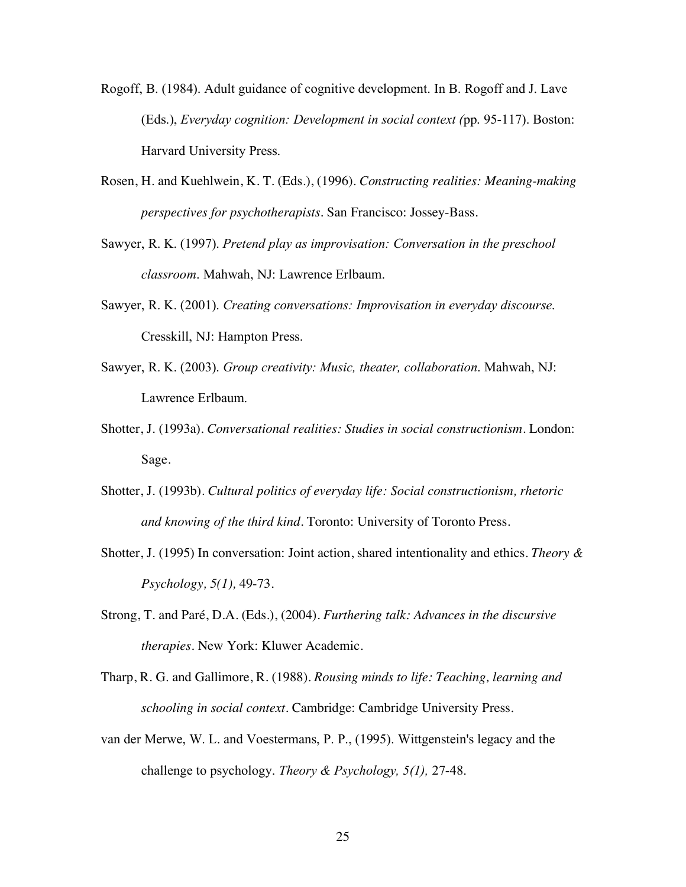Rogoff, B. (1984). Adult guidance of cognitive development. In B. Rogoff and J. Lave (Eds.), *Everyday cognition: Development in social context (*pp. 95-117). Boston: Harvard University Press.

Rosen, H. and Kuehlwein, K. T. (Eds.), (1996). *Constructing realities: Meaning-making perspectives for psychotherapists*. San Francisco: Jossey-Bass.

Sawyer, R. K. (1997). *Pretend play as improvisation: Conversation in the preschool classroom*. Mahwah, NJ: Lawrence Erlbaum.

Sawyer, R. K. (2001). *Creating conversations: Improvisation in everyday discourse.* Cresskill, NJ: Hampton Press.

Sawyer, R. K. (2003). *Group creativity: Music, theater, collaboration*. Mahwah, NJ: Lawrence Erlbaum.

Shotter, J. (1993a). *Conversational realities: Studies in social constructionism*. London: Sage.

Shotter, J. (1993b). *Cultural politics of everyday life: Social constructionism, rhetoric and knowing of the third kind*. Toronto: University of Toronto Press.

Shotter, J. (1995) In conversation: Joint action, shared intentionality and ethics. *Theory & Psychology, 5(1),* 49-73.

Strong, T. and Paré, D.A. (Eds.), (2004). *Furthering talk: Advances in the discursive therapies*. New York: Kluwer Academic.

Tharp, R. G. and Gallimore, R. (1988). *Rousing minds to life: Teaching, learning and schooling in social context*. Cambridge: Cambridge University Press.

van der Merwe, W. L. and Voestermans, P. P., (1995). Wittgenstein's legacy and the challenge to psychology. *Theory & Psychology, 5(1),* 27-48.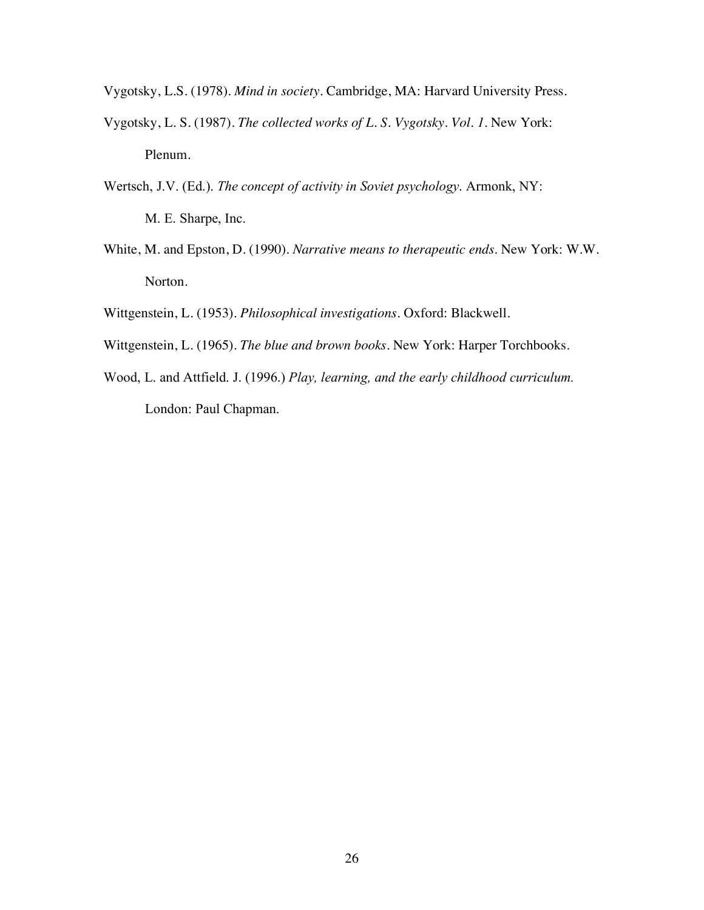Vygotsky, L.S. (1978). *Mind in society*. Cambridge, MA: Harvard University Press.

Vygotsky, L. S. (1987). *The collected works of L. S. Vygotsky. Vol. 1*. New York: Plenum.

Wertsch, J.V. (Ed.). *The concept of activity in Soviet psychology.* Armonk, NY: M. E. Sharpe, Inc.

White, M. and Epston, D. (1990). *Narrative means to therapeutic ends*. New York: W.W. Norton.

Wittgenstein, L. (1953). *Philosophical investigations*. Oxford: Blackwell.

Wittgenstein, L. (1965). *The blue and brown books*. New York: Harper Torchbooks.

Wood, L. and Attfield. J. (1996.) *Play, learning, and the early childhood curriculum.* London: Paul Chapman.